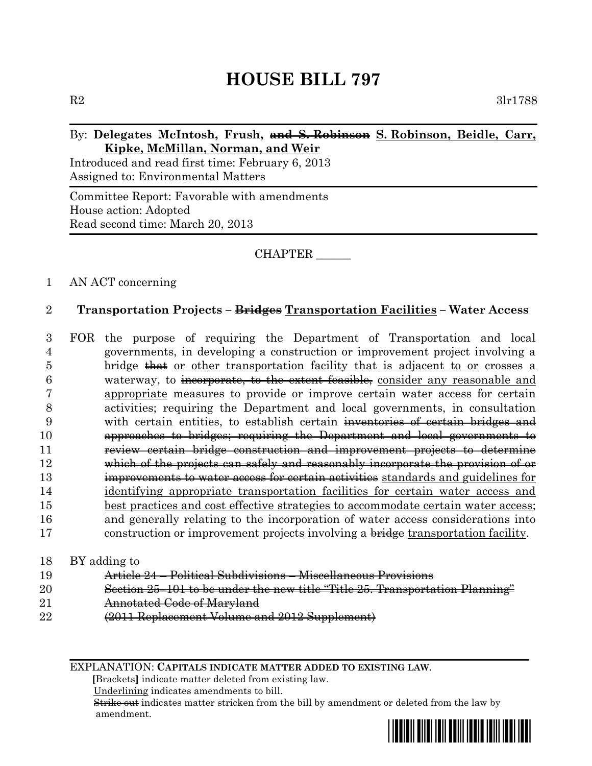# HOUSE BILL 797

R2 3lr1788

By: **Delegates McIntosh, Frush, ~~and S. Robinson~~ S. Robinson, Beidle, Carr, Kipke, McMillan, Norman, and Weir**

Introduced and read first time: February 6, 2013
Assigned to: Environmental Matters

Committee Report: Favorable with amendments
House action: Adopted
Read second time: March 20, 2013

CHAPTER ______

1 AN ACT concerning

2 **Transportation Projects – ~~Bridges~~ Transportation Facilities – Water Access**

3 FOR the purpose of requiring the Department of Transportation and local
4 governments, in developing a construction or improvement project involving a
5 bridge ~~that~~ or other transportation facility that is adjacent to or crosses a
6 waterway, to ~~incorporate, to the extent feasible,~~ consider any reasonable and
7 appropriate measures to provide or improve certain water access for certain
8 activities; requiring the Department and local governments, in consultation
9 with certain entities, to establish certain ~~inventories of certain bridges and~~
10 ~~approaches to bridges; requiring the Department and local governments to~~
11 ~~review certain bridge construction and improvement projects to determine~~
12 ~~which of the projects can safely and reasonably incorporate the provision of or~~
13 ~~improvements to water access for certain activities~~ standards and guidelines for
14 identifying appropriate transportation facilities for certain water access and
15 best practices and cost effective strategies to accommodate certain water access;
16 and generally relating to the incorporation of water access considerations into
17 construction or improvement projects involving a ~~bridge~~ transportation facility.

18 BY adding to
19 ~~Article 24 – Political Subdivisions – Miscellaneous Provisions~~
20 ~~Section 25–101 to be under the new title "Title 25. Transportation Planning"~~
21 ~~Annotated Code of Maryland~~
22 ~~(2011 Replacement Volume and 2012 Supplement)~~

EXPLANATION: **CAPITALS INDICATE MATTER ADDED TO EXISTING LAW.**
**[**Brackets**]** indicate matter deleted from existing law.
Underlining indicates amendments to bill.
~~Strike out~~ indicates matter stricken from the bill by amendment or deleted from the law by amendment.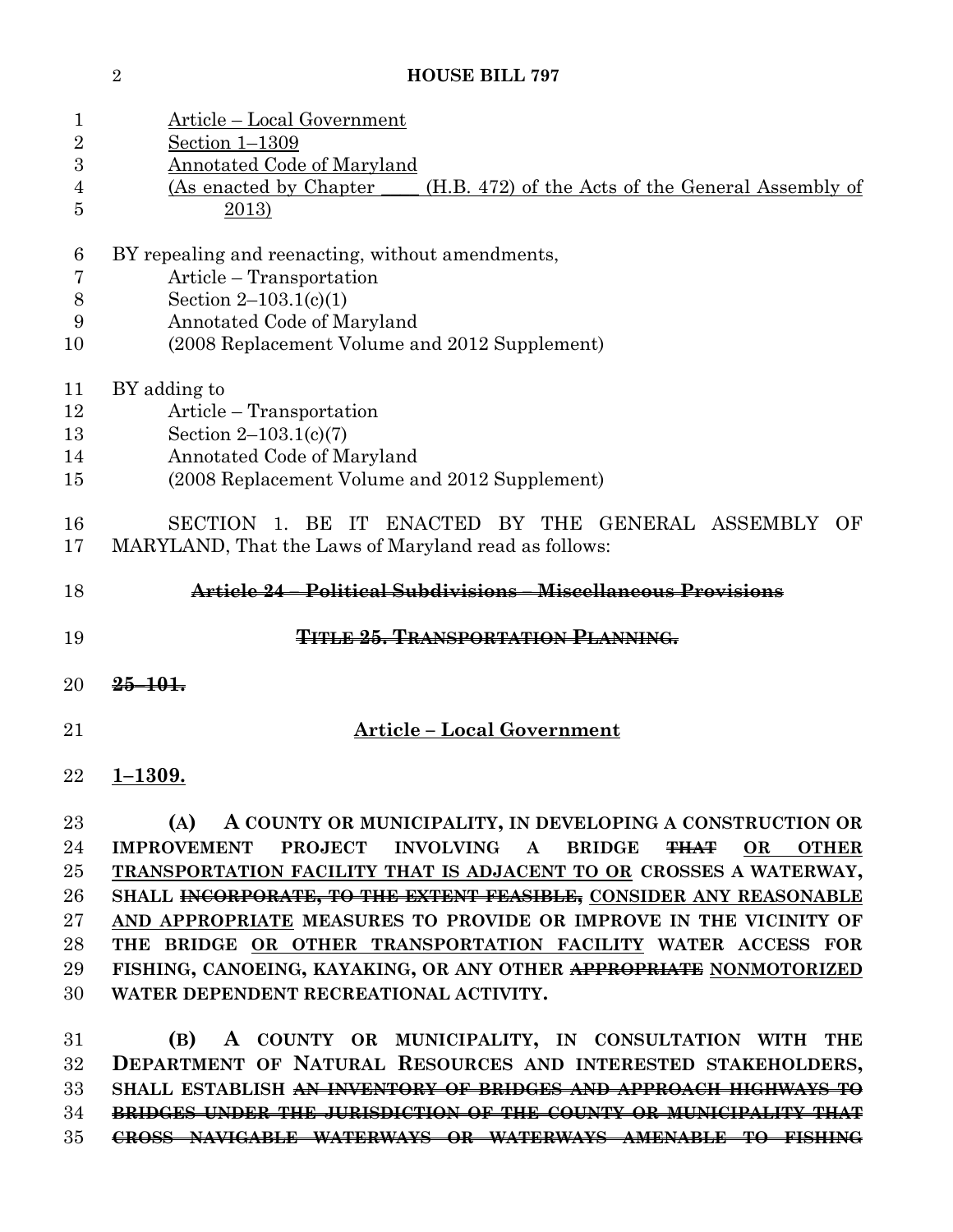Article – Local Government
Section 1–1309
Annotated Code of Maryland
(As enacted by Chapter ____ (H.B. 472) of the Acts of the General Assembly of 2013)

BY repealing and reenacting, without amendments,
Article – Transportation
Section 2–103.1(c)(1)
Annotated Code of Maryland
(2008 Replacement Volume and 2012 Supplement)

BY adding to
Article – Transportation
Section 2–103.1(c)(7)
Annotated Code of Maryland
(2008 Replacement Volume and 2012 Supplement)

SECTION 1. BE IT ENACTED BY THE GENERAL ASSEMBLY OF MARYLAND, That the Laws of Maryland read as follows:

~~**Article 24 – Political Subdivisions – Miscellaneous Provisions**~~

~~**TITLE 25. TRANSPORTATION PLANNING.**~~

~~**25–101.**~~

**Article – Local Government**

**1–1309.**

**(A) A COUNTY OR MUNICIPALITY, IN DEVELOPING A CONSTRUCTION OR IMPROVEMENT PROJECT INVOLVING A BRIDGE ~~THAT~~ OR OTHER TRANSPORTATION FACILITY THAT IS ADJACENT TO OR CROSSES A WATERWAY, SHALL ~~INCORPORATE, TO THE EXTENT FEASIBLE,~~ CONSIDER ANY REASONABLE AND APPROPRIATE MEASURES TO PROVIDE OR IMPROVE IN THE VICINITY OF THE BRIDGE OR OTHER TRANSPORTATION FACILITY WATER ACCESS FOR FISHING, CANOEING, KAYAKING, OR ANY OTHER ~~APPROPRIATE~~ NONMOTORIZED WATER DEPENDENT RECREATIONAL ACTIVITY.**

**(B) A COUNTY OR MUNICIPALITY, IN CONSULTATION WITH THE DEPARTMENT OF NATURAL RESOURCES AND INTERESTED STAKEHOLDERS, SHALL ESTABLISH ~~AN INVENTORY OF BRIDGES AND APPROACH HIGHWAYS TO BRIDGES UNDER THE JURISDICTION OF THE COUNTY OR MUNICIPALITY THAT CROSS NAVIGABLE WATERWAYS OR WATERWAYS AMENABLE TO FISHING~~**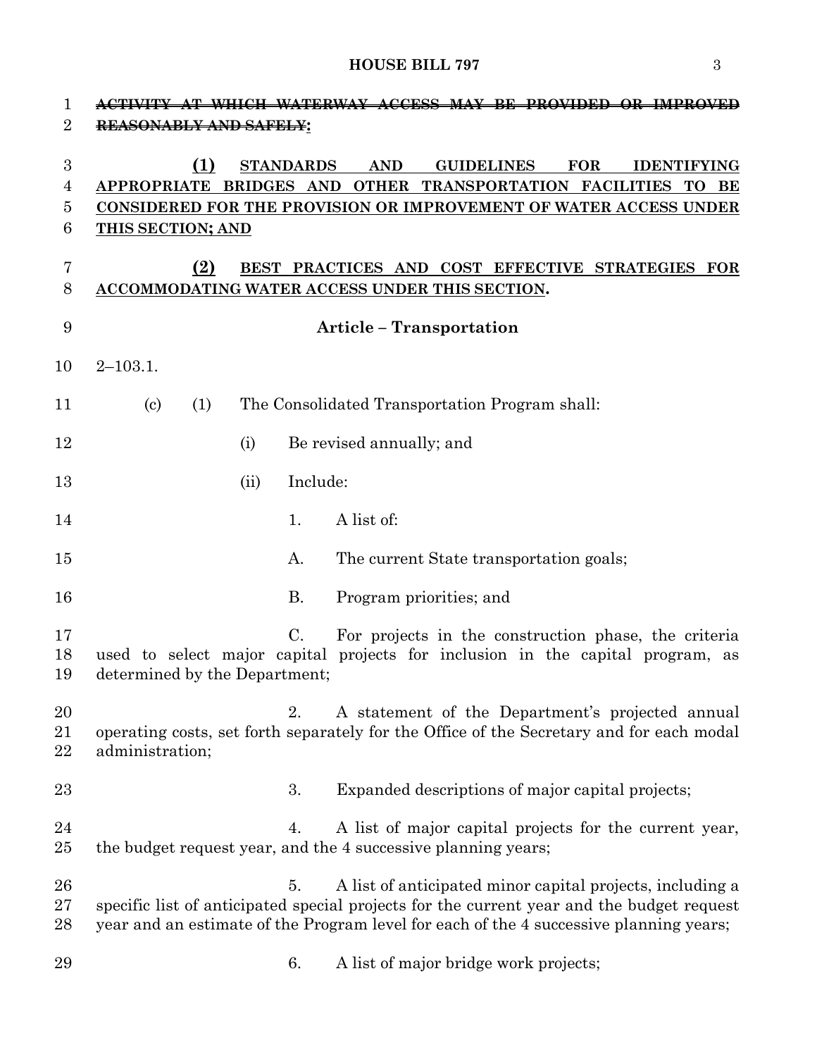~~ACTIVITY AT WHICH WATERWAY ACCESS MAY BE PROVIDED OR IMPROVED REASONABLY AND SAFELY~~**:**

<u>**(1) STANDARDS AND GUIDELINES FOR IDENTIFYING APPROPRIATE BRIDGES AND OTHER TRANSPORTATION FACILITIES TO BE CONSIDERED FOR THE PROVISION OR IMPROVEMENT OF WATER ACCESS UNDER THIS SECTION; AND**</u>

<u>**(2) BEST PRACTICES AND COST EFFECTIVE STRATEGIES FOR ACCOMMODATING WATER ACCESS UNDER THIS SECTION**</u>**.**

**Article – Transportation**

2–103.1.

(c) (1) The Consolidated Transportation Program shall:

(i) Be revised annually; and

(ii) Include:

1. A list of:

A. The current State transportation goals;

B. Program priorities; and

C. For projects in the construction phase, the criteria used to select major capital projects for inclusion in the capital program, as determined by the Department;

2. A statement of the Department's projected annual operating costs, set forth separately for the Office of the Secretary and for each modal administration;

3. Expanded descriptions of major capital projects;

4. A list of major capital projects for the current year, the budget request year, and the 4 successive planning years;

5. A list of anticipated minor capital projects, including a specific list of anticipated special projects for the current year and the budget request year and an estimate of the Program level for each of the 4 successive planning years;

6. A list of major bridge work projects;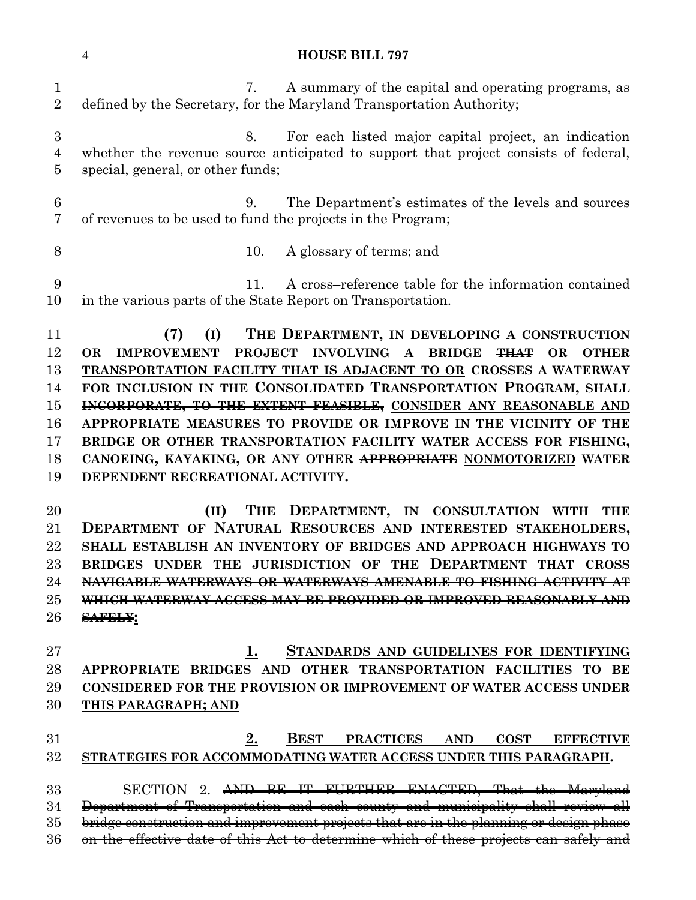7. A summary of the capital and operating programs, as defined by the Secretary, for the Maryland Transportation Authority;

8. For each listed major capital project, an indication whether the revenue source anticipated to support that project consists of federal, special, general, or other funds;

9. The Department's estimates of the levels and sources of revenues to be used to fund the projects in the Program;

10. A glossary of terms; and

11. A cross–reference table for the information contained in the various parts of the State Report on Transportation.

**(7) (I) THE DEPARTMENT, IN DEVELOPING A CONSTRUCTION OR IMPROVEMENT PROJECT INVOLVING A BRIDGE ~~THAT~~ OR OTHER TRANSPORTATION FACILITY THAT IS ADJACENT TO OR CROSSES A WATERWAY FOR INCLUSION IN THE CONSOLIDATED TRANSPORTATION PROGRAM, SHALL ~~INCORPORATE, TO THE EXTENT FEASIBLE,~~ CONSIDER ANY REASONABLE AND APPROPRIATE MEASURES TO PROVIDE OR IMPROVE IN THE VICINITY OF THE BRIDGE OR OTHER TRANSPORTATION FACILITY WATER ACCESS FOR FISHING, CANOEING, KAYAKING, OR ANY OTHER ~~APPROPRIATE~~ NONMOTORIZED WATER DEPENDENT RECREATIONAL ACTIVITY.**

**(II) THE DEPARTMENT, IN CONSULTATION WITH THE DEPARTMENT OF NATURAL RESOURCES AND INTERESTED STAKEHOLDERS, SHALL ESTABLISH ~~AN INVENTORY OF BRIDGES AND APPROACH HIGHWAYS TO BRIDGES UNDER THE JURISDICTION OF THE DEPARTMENT THAT CROSS NAVIGABLE WATERWAYS OR WATERWAYS AMENABLE TO FISHING ACTIVITY AT WHICH WATERWAY ACCESS MAY BE PROVIDED OR IMPROVED REASONABLY AND SAFELY~~:**

**1. STANDARDS AND GUIDELINES FOR IDENTIFYING APPROPRIATE BRIDGES AND OTHER TRANSPORTATION FACILITIES TO BE CONSIDERED FOR THE PROVISION OR IMPROVEMENT OF WATER ACCESS UNDER THIS PARAGRAPH; AND**

**2. BEST PRACTICES AND COST EFFECTIVE STRATEGIES FOR ACCOMMODATING WATER ACCESS UNDER THIS PARAGRAPH.**

SECTION 2. ~~AND BE IT FURTHER ENACTED, That the Maryland Department of Transportation and each county and municipality shall review all bridge construction and improvement projects that are in the planning or design phase on the effective date of this Act to determine which of these projects can safely and~~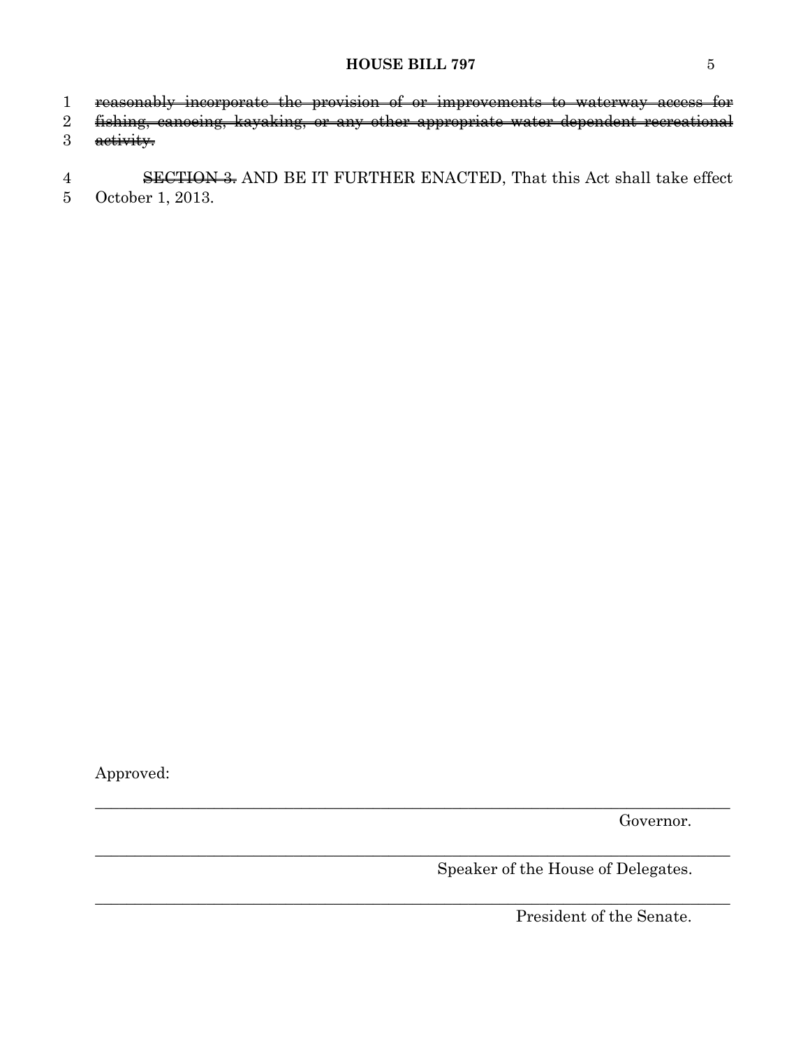~~reasonably incorporate the provision of or improvements to waterway access for fishing, canoeing, kayaking, or any other appropriate water-dependent recreational activity.~~

~~SECTION 3.~~ AND BE IT FURTHER ENACTED, That this Act shall take effect October 1, 2013.

Approved:

________________________________________________________________________________
Governor.

________________________________________________________________________________
Speaker of the House of Delegates.

________________________________________________________________________________
President of the Senate.